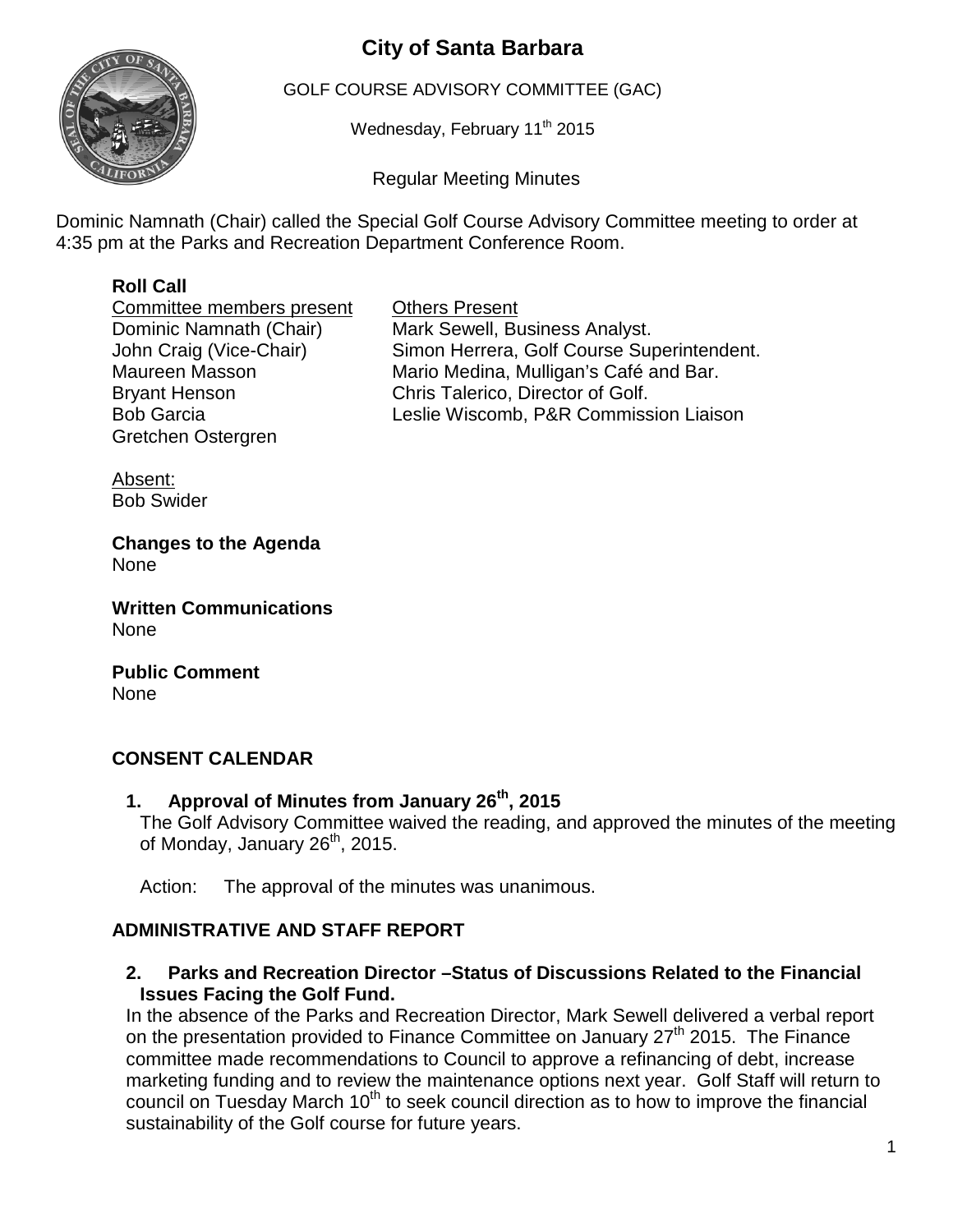# City of Santa Barbara

GOLF COURSE ADVISORY COMMITTEE (GAC)

Wednesday, February 11th 2015

Regular Meeting Minutes

Dominic Namnath (Chair) called the Special Golf Course Advisory Committee meeting to order at 4:35 pm at the Parks and Recreation Department Conference Room.

**Roll Call**

| Committee members present | Others Present |
| --- | --- |
| Dominic Namnath (Chair) | Mark Sewell, Business Analyst. |
| John Craig (Vice-Chair) | Simon Herrera, Golf Course Superintendent. |
| Maureen Masson | Mario Medina, Mulligan's Café and Bar. |
| Bryant Henson | Chris Talerico, Director of Golf. |
| Bob Garcia | Leslie Wiscomb, P&R Commission Liaison |
| Gretchen Ostergren | |

Absent:
Bob Swider

**Changes to the Agenda**
None

**Written Communications**
None

**Public Comment**
None

## CONSENT CALENDAR

**1. Approval of Minutes from January 26th, 2015**

The Golf Advisory Committee waived the reading, and approved the minutes of the meeting of Monday, January 26th, 2015.

Action: The approval of the minutes was unanimous.

## ADMINISTRATIVE AND STAFF REPORT

**2. Parks and Recreation Director –Status of Discussions Related to the Financial Issues Facing the Golf Fund.**

In the absence of the Parks and Recreation Director, Mark Sewell delivered a verbal report on the presentation provided to Finance Committee on January 27th 2015. The Finance committee made recommendations to Council to approve a refinancing of debt, increase marketing funding and to review the maintenance options next year. Golf Staff will return to council on Tuesday March 10th to seek council direction as to how to improve the financial sustainability of the Golf course for future years.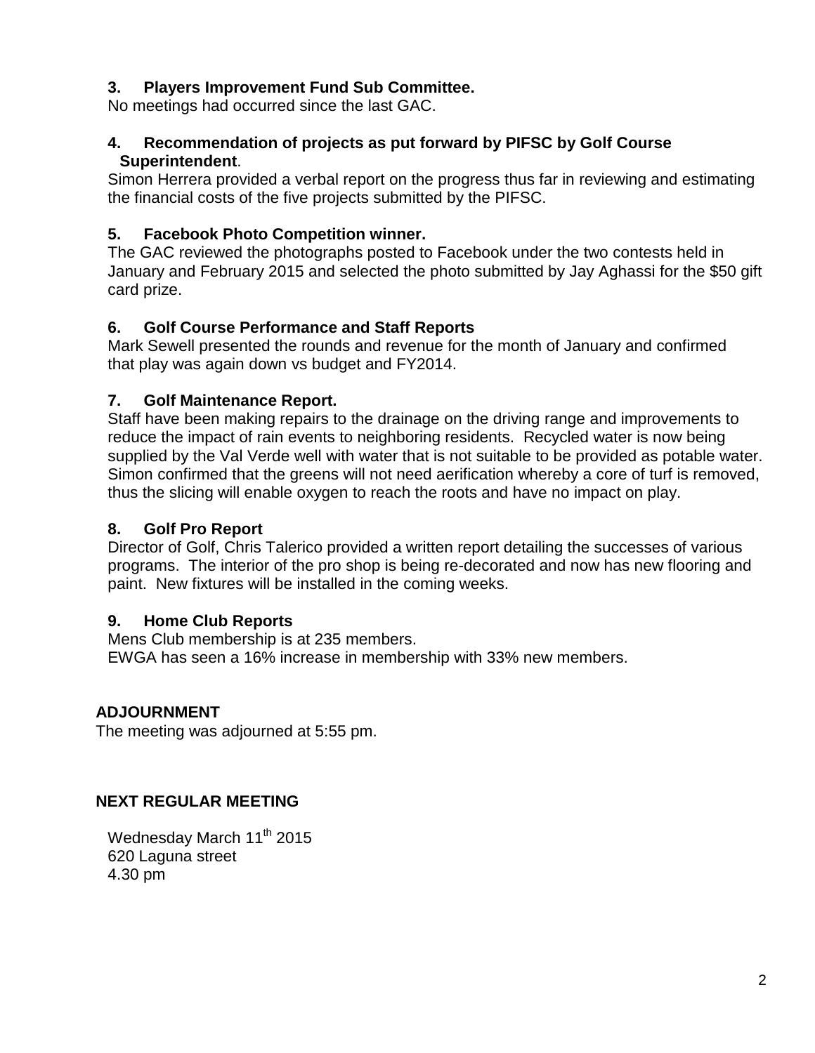### 3. Players Improvement Fund Sub Committee.

No meetings had occurred since the last GAC.

### 4. Recommendation of projects as put forward by PIFSC by Golf Course Superintendent.

Simon Herrera provided a verbal report on the progress thus far in reviewing and estimating the financial costs of the five projects submitted by the PIFSC.

### 5. Facebook Photo Competition winner.

The GAC reviewed the photographs posted to Facebook under the two contests held in January and February 2015 and selected the photo submitted by Jay Aghassi for the $50 gift card prize.

### 6. Golf Course Performance and Staff Reports

Mark Sewell presented the rounds and revenue for the month of January and confirmed that play was again down vs budget and FY2014.

### 7. Golf Maintenance Report.

Staff have been making repairs to the drainage on the driving range and improvements to reduce the impact of rain events to neighboring residents. Recycled water is now being supplied by the Val Verde well with water that is not suitable to be provided as potable water. Simon confirmed that the greens will not need aerification whereby a core of turf is removed, thus the slicing will enable oxygen to reach the roots and have no impact on play.

### 8. Golf Pro Report

Director of Golf, Chris Talerico provided a written report detailing the successes of various programs. The interior of the pro shop is being re-decorated and now has new flooring and paint. New fixtures will be installed in the coming weeks.

### 9. Home Club Reports

Mens Club membership is at 235 members.
EWGA has seen a 16% increase in membership with 33% new members.

## ADJOURNMENT

The meeting was adjourned at 5:55 pm.

## NEXT REGULAR MEETING

Wednesday March 11th 2015
620 Laguna street
4.30 pm